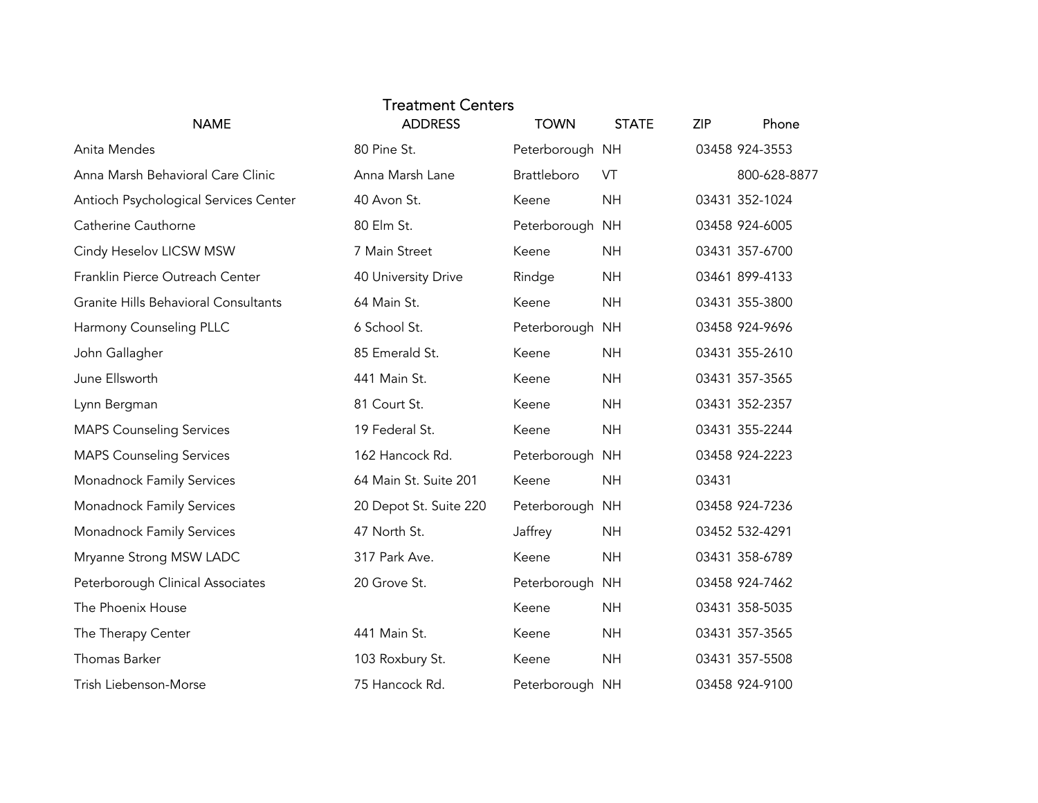# Treatment Centers

| NAME | ADDRESS | TOWN | STATE | ZIP | Phone |
|---|---|---|---|---|---|
| Anita Mendes | 80 Pine St. | Peterborough | NH | 03458 | 924-3553 |
| Anna Marsh Behavioral Care Clinic | Anna Marsh Lane | Brattleboro | VT | | 800-628-8877 |
| Antioch Psychological Services Center | 40 Avon St. | Keene | NH | 03431 | 352-1024 |
| Catherine Cauthorne | 80 Elm St. | Peterborough | NH | 03458 | 924-6005 |
| Cindy Heselov LICSW MSW | 7 Main Street | Keene | NH | 03431 | 357-6700 |
| Franklin Pierce Outreach Center | 40 University Drive | Rindge | NH | 03461 | 899-4133 |
| Granite Hills Behavioral Consultants | 64 Main St. | Keene | NH | 03431 | 355-3800 |
| Harmony Counseling PLLC | 6 School St. | Peterborough | NH | 03458 | 924-9696 |
| John Gallagher | 85 Emerald St. | Keene | NH | 03431 | 355-2610 |
| June Ellsworth | 441 Main St. | Keene | NH | 03431 | 357-3565 |
| Lynn Bergman | 81 Court St. | Keene | NH | 03431 | 352-2357 |
| MAPS Counseling Services | 19 Federal St. | Keene | NH | 03431 | 355-2244 |
| MAPS Counseling Services | 162 Hancock Rd. | Peterborough | NH | 03458 | 924-2223 |
| Monadnock Family Services | 64 Main St. Suite 201 | Keene | NH | 03431 | |
| Monadnock Family Services | 20 Depot St. Suite 220 | Peterborough | NH | 03458 | 924-7236 |
| Monadnock Family Services | 47 North St. | Jaffrey | NH | 03452 | 532-4291 |
| Mryanne Strong MSW LADC | 317 Park Ave. | Keene | NH | 03431 | 358-6789 |
| Peterborough Clinical Associates | 20 Grove St. | Peterborough | NH | 03458 | 924-7462 |
| The Phoenix House | | Keene | NH | 03431 | 358-5035 |
| The Therapy Center | 441 Main St. | Keene | NH | 03431 | 357-3565 |
| Thomas Barker | 103 Roxbury St. | Keene | NH | 03431 | 357-5508 |
| Trish Liebenson-Morse | 75 Hancock Rd. | Peterborough | NH | 03458 | 924-9100 |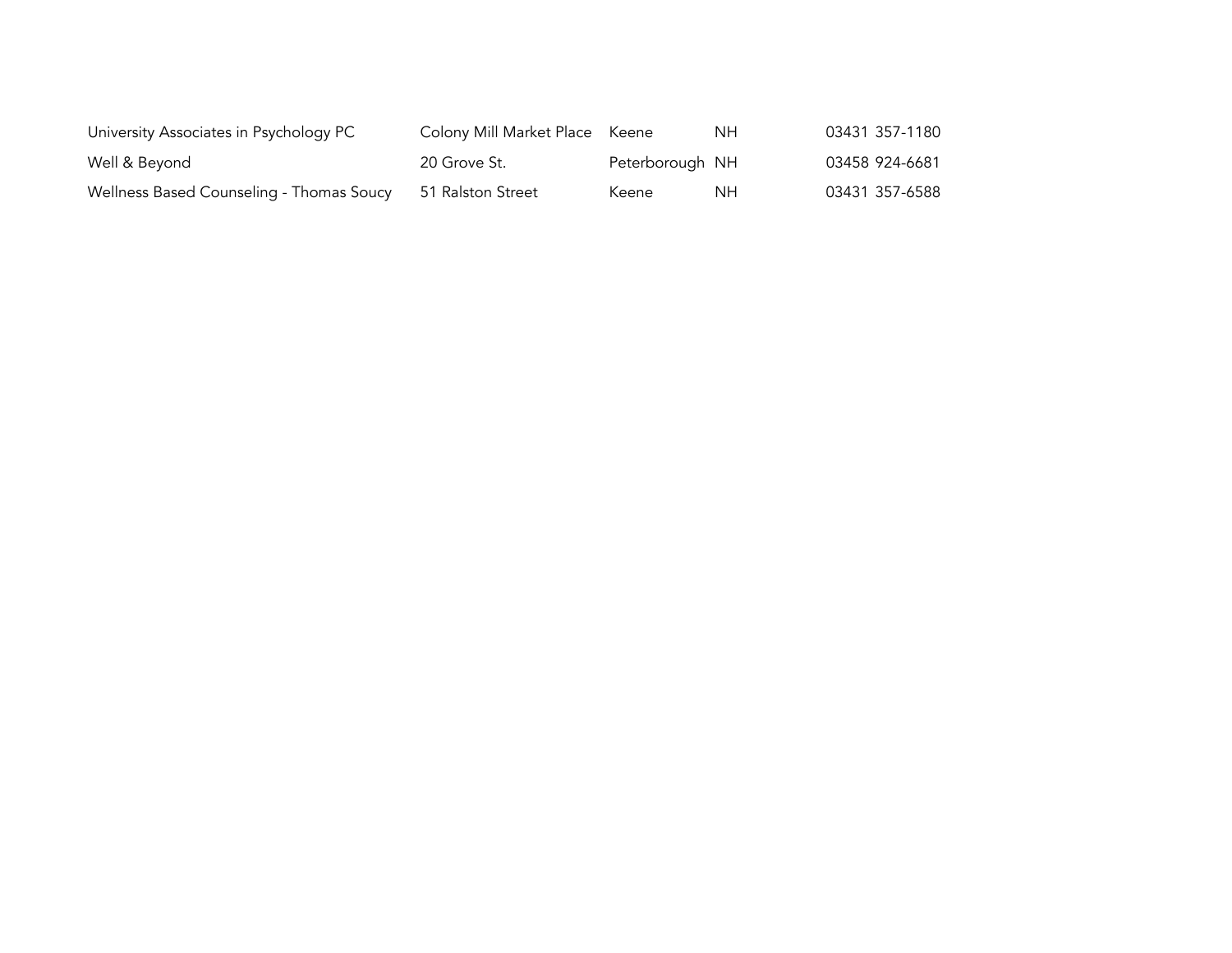| | | | | | |
|---|---|---|---|---|---|
| University Associates in Psychology PC | Colony Mill Market Place | Keene | NH | 03431 | 357-1180 |
| Well & Beyond | 20 Grove St. | Peterborough | NH | 03458 | 924-6681 |
| Wellness Based Counseling - Thomas Soucy | 51 Ralston Street | Keene | NH | 03431 | 357-6588 |